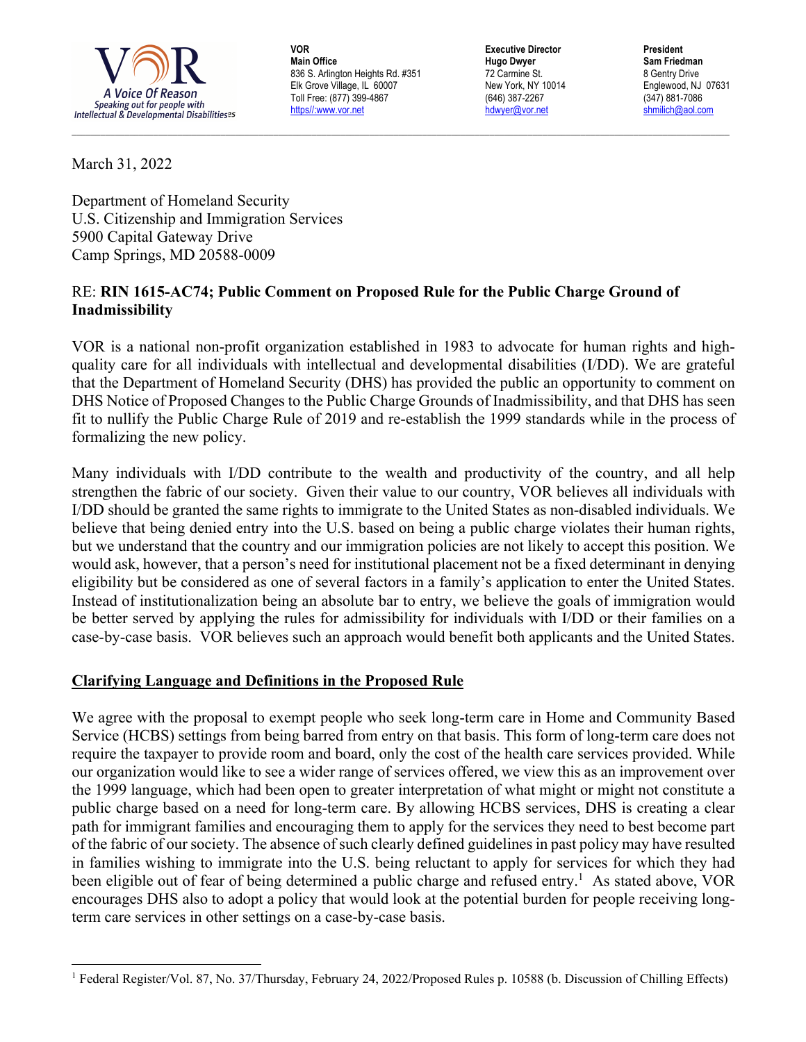VOR
A Voice Of Reason
Speaking out for people with Intellectual & Developmental Disabilities

**VOR**
**Main Office**
836 S. Arlington Heights Rd. #351
Elk Grove Village, IL 60007
Toll Free: (877) 399-4867
https//:www.vor.net

**Executive Director**
**Hugo Dwyer**
72 Carmine St.
New York, NY 10014
(646) 387-2267
hdwyer@vor.net

**President**
**Sam Friedman**
8 Gentry Drive
Englewood, NJ 07631
(347) 881-7086
shmilich@aol.com

March 31, 2022

Department of Homeland Security
U.S. Citizenship and Immigration Services
5900 Capital Gateway Drive
Camp Springs, MD 20588-0009

RE: **RIN 1615-AC74; Public Comment on Proposed Rule for the Public Charge Ground of Inadmissibility**

VOR is a national non-profit organization established in 1983 to advocate for human rights and high-quality care for all individuals with intellectual and developmental disabilities (I/DD). We are grateful that the Department of Homeland Security (DHS) has provided the public an opportunity to comment on DHS Notice of Proposed Changes to the Public Charge Grounds of Inadmissibility, and that DHS has seen fit to nullify the Public Charge Rule of 2019 and re-establish the 1999 standards while in the process of formalizing the new policy.

Many individuals with I/DD contribute to the wealth and productivity of the country, and all help strengthen the fabric of our society. Given their value to our country, VOR believes all individuals with I/DD should be granted the same rights to immigrate to the United States as non-disabled individuals. We believe that being denied entry into the U.S. based on being a public charge violates their human rights, but we understand that the country and our immigration policies are not likely to accept this position. We would ask, however, that a person's need for institutional placement not be a fixed determinant in denying eligibility but be considered as one of several factors in a family's application to enter the United States. Instead of institutionalization being an absolute bar to entry, we believe the goals of immigration would be better served by applying the rules for admissibility for individuals with I/DD or their families on a case-by-case basis. VOR believes such an approach would benefit both applicants and the United States.

## Clarifying Language and Definitions in the Proposed Rule

We agree with the proposal to exempt people who seek long-term care in Home and Community Based Service (HCBS) settings from being barred from entry on that basis. This form of long-term care does not require the taxpayer to provide room and board, only the cost of the health care services provided. While our organization would like to see a wider range of services offered, we view this as an improvement over the 1999 language, which had been open to greater interpretation of what might or might not constitute a public charge based on a need for long-term care. By allowing HCBS services, DHS is creating a clear path for immigrant families and encouraging them to apply for the services they need to best become part of the fabric of our society. The absence of such clearly defined guidelines in past policy may have resulted in families wishing to immigrate into the U.S. being reluctant to apply for services for which they had been eligible out of fear of being determined a public charge and refused entry.[1] As stated above, VOR encourages DHS also to adopt a policy that would look at the potential burden for people receiving long-term care services in other settings on a case-by-case basis.

[1] Federal Register/Vol. 87, No. 37/Thursday, February 24, 2022/Proposed Rules p. 10588 (b. Discussion of Chilling Effects)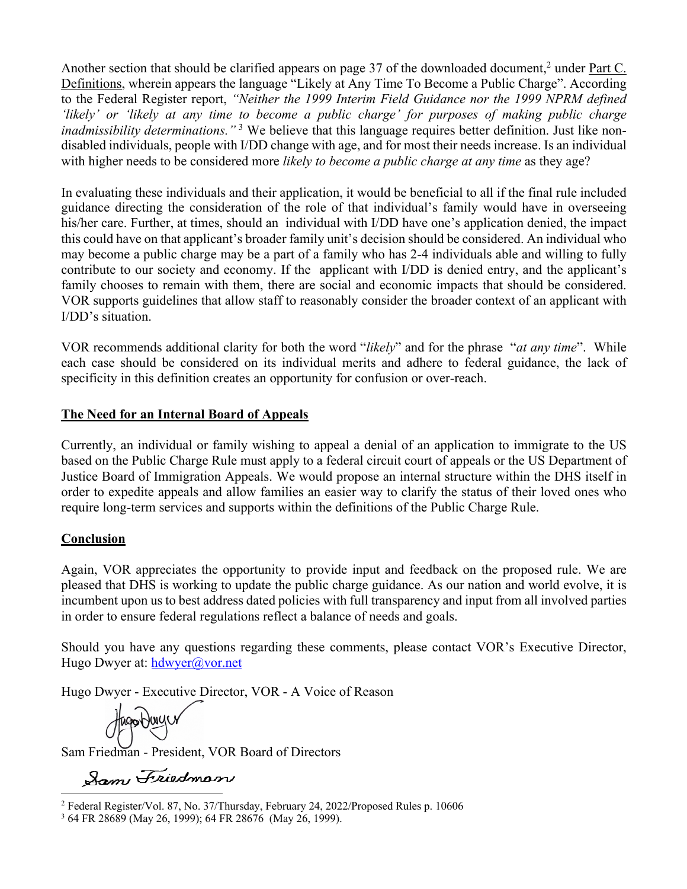Another section that should be clarified appears on page 37 of the downloaded document,[2] under Part C. Definitions, wherein appears the language "Likely at Any Time To Become a Public Charge". According to the Federal Register report, *"Neither the 1999 Interim Field Guidance nor the 1999 NPRM defined 'likely' or 'likely at any time to become a public charge' for purposes of making public charge inadmissibility determinations."* [3] We believe that this language requires better definition. Just like non-disabled individuals, people with I/DD change with age, and for most their needs increase. Is an individual with higher needs to be considered more *likely to become a public charge at any time* as they age?

In evaluating these individuals and their application, it would be beneficial to all if the final rule included guidance directing the consideration of the role of that individual's family would have in overseeing his/her care. Further, at times, should an individual with I/DD have one's application denied, the impact this could have on that applicant's broader family unit's decision should be considered. An individual who may become a public charge may be a part of a family who has 2-4 individuals able and willing to fully contribute to our society and economy. If the applicant with I/DD is denied entry, and the applicant's family chooses to remain with them, there are social and economic impacts that should be considered. VOR supports guidelines that allow staff to reasonably consider the broader context of an applicant with I/DD's situation.

VOR recommends additional clarity for both the word "*likely*" and for the phrase "*at any time*". While each case should be considered on its individual merits and adhere to federal guidance, the lack of specificity in this definition creates an opportunity for confusion or over-reach.

**The Need for an Internal Board of Appeals**

Currently, an individual or family wishing to appeal a denial of an application to immigrate to the US based on the Public Charge Rule must apply to a federal circuit court of appeals or the US Department of Justice Board of Immigration Appeals. We would propose an internal structure within the DHS itself in order to expedite appeals and allow families an easier way to clarify the status of their loved ones who require long-term services and supports within the definitions of the Public Charge Rule.

**Conclusion**

Again, VOR appreciates the opportunity to provide input and feedback on the proposed rule. We are pleased that DHS is working to update the public charge guidance. As our nation and world evolve, it is incumbent upon us to best address dated policies with full transparency and input from all involved parties in order to ensure federal regulations reflect a balance of needs and goals.

Should you have any questions regarding these comments, please contact VOR's Executive Director, Hugo Dwyer at: hdwyer@vor.net

Hugo Dwyer - Executive Director, VOR - A Voice of Reason

Hugo Dwyer

Sam Friedman - President, VOR Board of Directors

Sam Friedman

---

[2] Federal Register/Vol. 87, No. 37/Thursday, February 24, 2022/Proposed Rules p. 10606

[3] 64 FR 28689 (May 26, 1999); 64 FR 28676 (May 26, 1999).